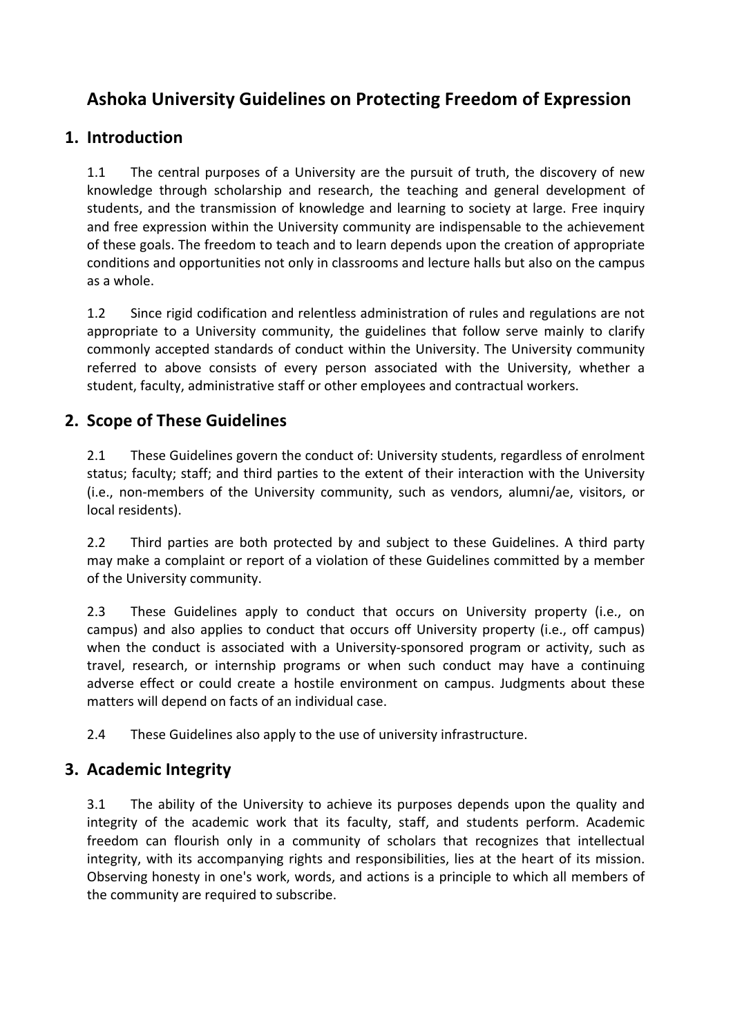# Ashoka University Guidelines on Protecting Freedom of Expression

## 1. Introduction

1.1 The central purposes of a University are the pursuit of truth, the discovery of new knowledge through scholarship and research, the teaching and general development of students, and the transmission of knowledge and learning to society at large. Free inquiry and free expression within the University community are indispensable to the achievement of these goals. The freedom to teach and to learn depends upon the creation of appropriate conditions and opportunities not only in classrooms and lecture halls but also on the campus as a whole.

1.2 Since rigid codification and relentless administration of rules and regulations are not appropriate to a University community, the guidelines that follow serve mainly to clarify commonly accepted standards of conduct within the University. The University community referred to above consists of every person associated with the University, whether a student, faculty, administrative staff or other employees and contractual workers.

## 2. Scope of These Guidelines

2.1 These Guidelines govern the conduct of: University students, regardless of enrolment status; faculty; staff; and third parties to the extent of their interaction with the University (i.e., non-members of the University community, such as vendors, alumni/ae, visitors, or local residents).

2.2 Third parties are both protected by and subject to these Guidelines. A third party may make a complaint or report of a violation of these Guidelines committed by a member of the University community.

2.3 These Guidelines apply to conduct that occurs on University property (i.e., on campus) and also applies to conduct that occurs off University property (i.e., off campus) when the conduct is associated with a University-sponsored program or activity, such as travel, research, or internship programs or when such conduct may have a continuing adverse effect or could create a hostile environment on campus. Judgments about these matters will depend on facts of an individual case.

2.4 These Guidelines also apply to the use of university infrastructure.

## 3. Academic Integrity

3.1 The ability of the University to achieve its purposes depends upon the quality and integrity of the academic work that its faculty, staff, and students perform. Academic freedom can flourish only in a community of scholars that recognizes that intellectual integrity, with its accompanying rights and responsibilities, lies at the heart of its mission. Observing honesty in one's work, words, and actions is a principle to which all members of the community are required to subscribe.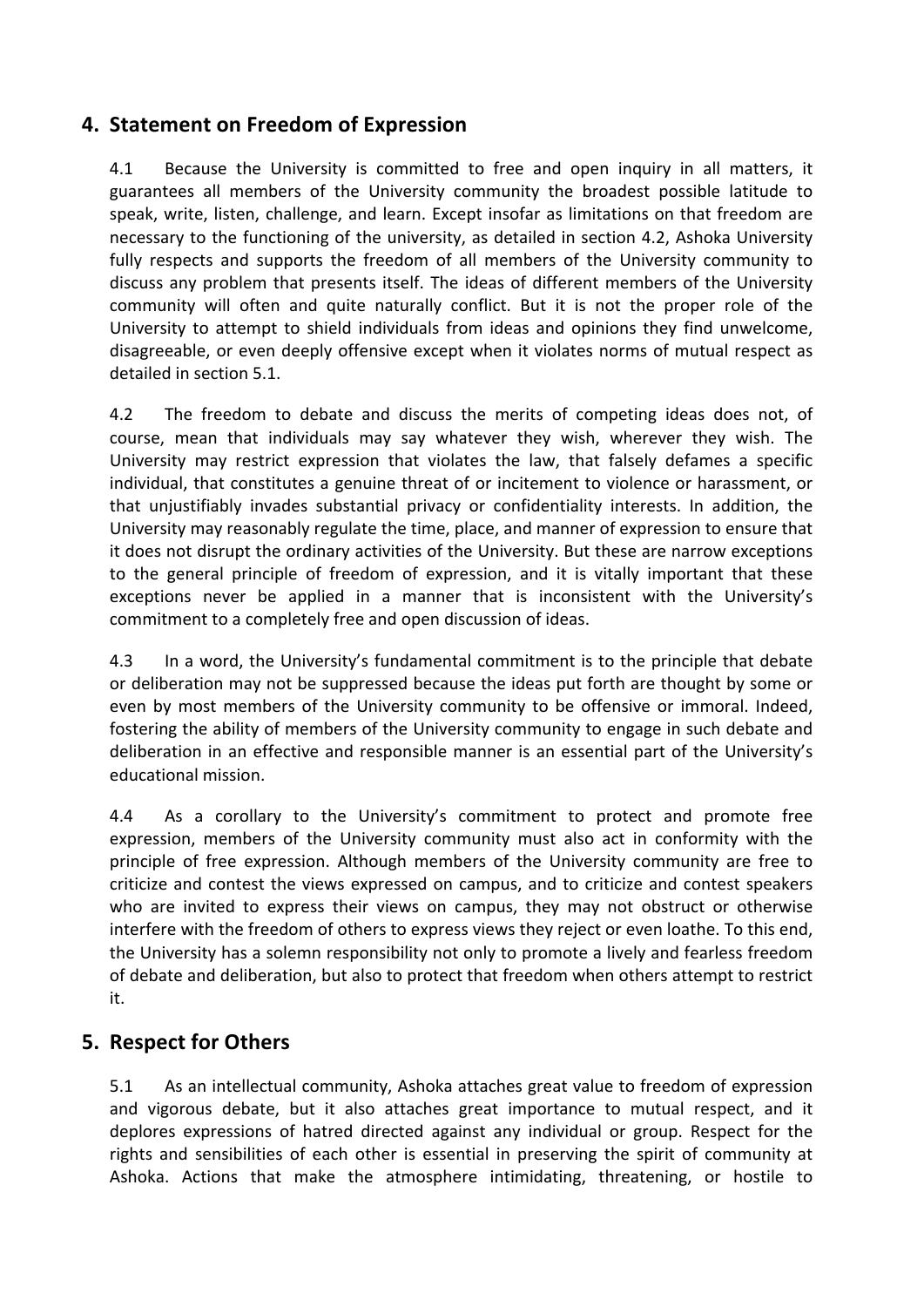## 4. Statement on Freedom of Expression

4.1 Because the University is committed to free and open inquiry in all matters, it guarantees all members of the University community the broadest possible latitude to speak, write, listen, challenge, and learn. Except insofar as limitations on that freedom are necessary to the functioning of the university, as detailed in section 4.2, Ashoka University fully respects and supports the freedom of all members of the University community to discuss any problem that presents itself. The ideas of different members of the University community will often and quite naturally conflict. But it is not the proper role of the University to attempt to shield individuals from ideas and opinions they find unwelcome, disagreeable, or even deeply offensive except when it violates norms of mutual respect as detailed in section 5.1.

4.2 The freedom to debate and discuss the merits of competing ideas does not, of course, mean that individuals may say whatever they wish, wherever they wish. The University may restrict expression that violates the law, that falsely defames a specific individual, that constitutes a genuine threat of or incitement to violence or harassment, or that unjustifiably invades substantial privacy or confidentiality interests. In addition, the University may reasonably regulate the time, place, and manner of expression to ensure that it does not disrupt the ordinary activities of the University. But these are narrow exceptions to the general principle of freedom of expression, and it is vitally important that these exceptions never be applied in a manner that is inconsistent with the University's commitment to a completely free and open discussion of ideas.

4.3 In a word, the University's fundamental commitment is to the principle that debate or deliberation may not be suppressed because the ideas put forth are thought by some or even by most members of the University community to be offensive or immoral. Indeed, fostering the ability of members of the University community to engage in such debate and deliberation in an effective and responsible manner is an essential part of the University's educational mission.

4.4 As a corollary to the University's commitment to protect and promote free expression, members of the University community must also act in conformity with the principle of free expression. Although members of the University community are free to criticize and contest the views expressed on campus, and to criticize and contest speakers who are invited to express their views on campus, they may not obstruct or otherwise interfere with the freedom of others to express views they reject or even loathe. To this end, the University has a solemn responsibility not only to promote a lively and fearless freedom of debate and deliberation, but also to protect that freedom when others attempt to restrict it.

## 5. Respect for Others

5.1 As an intellectual community, Ashoka attaches great value to freedom of expression and vigorous debate, but it also attaches great importance to mutual respect, and it deplores expressions of hatred directed against any individual or group. Respect for the rights and sensibilities of each other is essential in preserving the spirit of community at Ashoka. Actions that make the atmosphere intimidating, threatening, or hostile to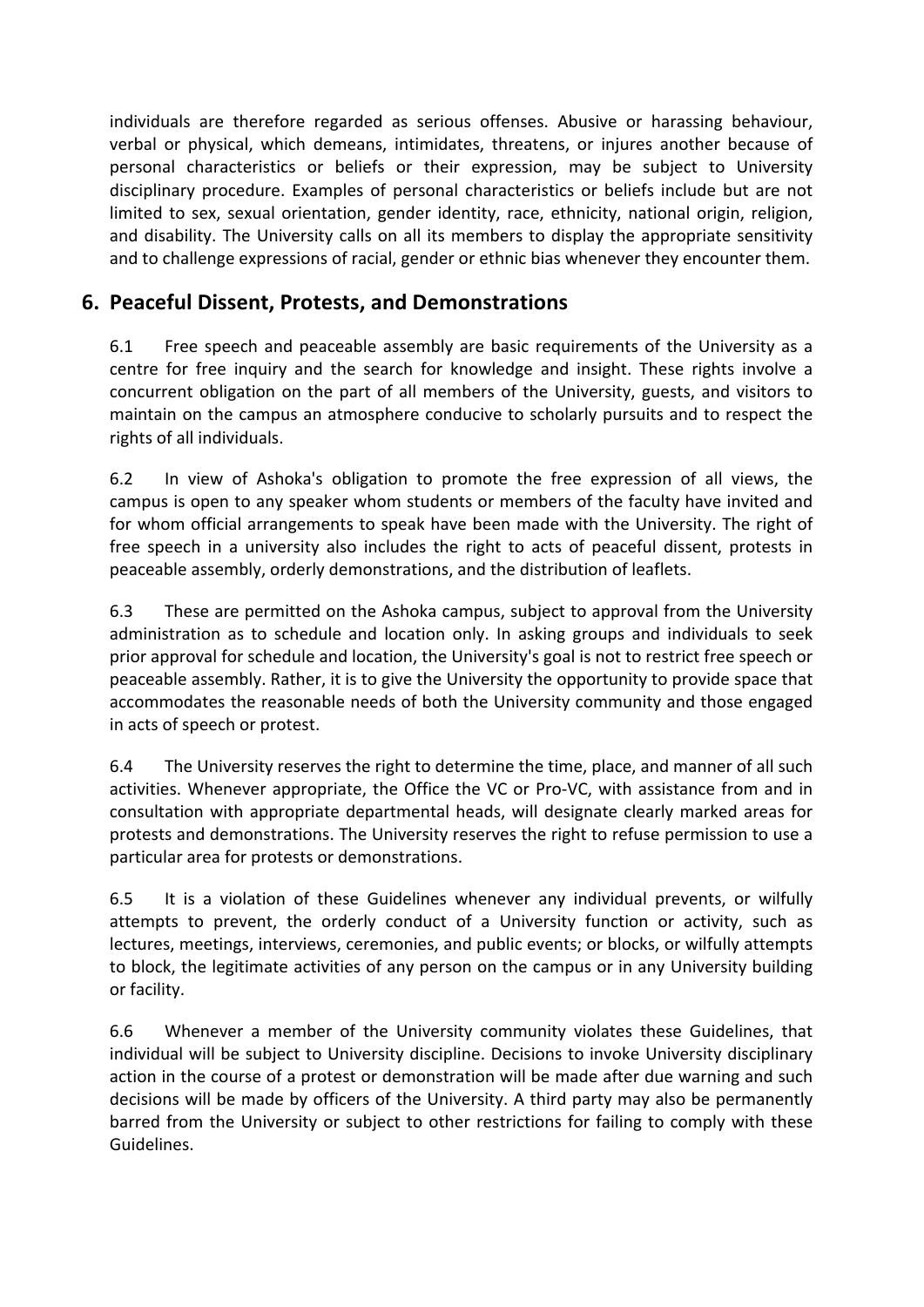individuals are therefore regarded as serious offenses. Abusive or harassing behaviour, verbal or physical, which demeans, intimidates, threatens, or injures another because of personal characteristics or beliefs or their expression, may be subject to University disciplinary procedure. Examples of personal characteristics or beliefs include but are not limited to sex, sexual orientation, gender identity, race, ethnicity, national origin, religion, and disability. The University calls on all its members to display the appropriate sensitivity and to challenge expressions of racial, gender or ethnic bias whenever they encounter them.

## 6. Peaceful Dissent, Protests, and Demonstrations

6.1 Free speech and peaceable assembly are basic requirements of the University as a centre for free inquiry and the search for knowledge and insight. These rights involve a concurrent obligation on the part of all members of the University, guests, and visitors to maintain on the campus an atmosphere conducive to scholarly pursuits and to respect the rights of all individuals.

6.2 In view of Ashoka's obligation to promote the free expression of all views, the campus is open to any speaker whom students or members of the faculty have invited and for whom official arrangements to speak have been made with the University. The right of free speech in a university also includes the right to acts of peaceful dissent, protests in peaceable assembly, orderly demonstrations, and the distribution of leaflets.

6.3 These are permitted on the Ashoka campus, subject to approval from the University administration as to schedule and location only. In asking groups and individuals to seek prior approval for schedule and location, the University's goal is not to restrict free speech or peaceable assembly. Rather, it is to give the University the opportunity to provide space that accommodates the reasonable needs of both the University community and those engaged in acts of speech or protest.

6.4 The University reserves the right to determine the time, place, and manner of all such activities. Whenever appropriate, the Office the VC or Pro-VC, with assistance from and in consultation with appropriate departmental heads, will designate clearly marked areas for protests and demonstrations. The University reserves the right to refuse permission to use a particular area for protests or demonstrations.

6.5 It is a violation of these Guidelines whenever any individual prevents, or wilfully attempts to prevent, the orderly conduct of a University function or activity, such as lectures, meetings, interviews, ceremonies, and public events; or blocks, or wilfully attempts to block, the legitimate activities of any person on the campus or in any University building or facility.

6.6 Whenever a member of the University community violates these Guidelines, that individual will be subject to University discipline. Decisions to invoke University disciplinary action in the course of a protest or demonstration will be made after due warning and such decisions will be made by officers of the University. A third party may also be permanently barred from the University or subject to other restrictions for failing to comply with these Guidelines.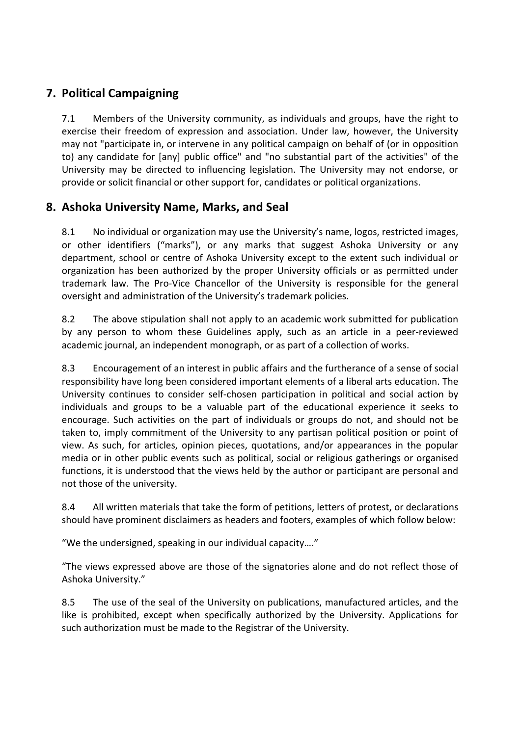## 7. Political Campaigning

7.1 Members of the University community, as individuals and groups, have the right to exercise their freedom of expression and association. Under law, however, the University may not "participate in, or intervene in any political campaign on behalf of (or in opposition to) any candidate for [any] public office" and "no substantial part of the activities" of the University may be directed to influencing legislation. The University may not endorse, or provide or solicit financial or other support for, candidates or political organizations.

## 8. Ashoka University Name, Marks, and Seal

8.1 No individual or organization may use the University's name, logos, restricted images, or other identifiers ("marks"), or any marks that suggest Ashoka University or any department, school or centre of Ashoka University except to the extent such individual or organization has been authorized by the proper University officials or as permitted under trademark law. The Pro-Vice Chancellor of the University is responsible for the general oversight and administration of the University's trademark policies.

8.2 The above stipulation shall not apply to an academic work submitted for publication by any person to whom these Guidelines apply, such as an article in a peer-reviewed academic journal, an independent monograph, or as part of a collection of works.

8.3 Encouragement of an interest in public affairs and the furtherance of a sense of social responsibility have long been considered important elements of a liberal arts education. The University continues to consider self-chosen participation in political and social action by individuals and groups to be a valuable part of the educational experience it seeks to encourage. Such activities on the part of individuals or groups do not, and should not be taken to, imply commitment of the University to any partisan political position or point of view. As such, for articles, opinion pieces, quotations, and/or appearances in the popular media or in other public events such as political, social or religious gatherings or organised functions, it is understood that the views held by the author or participant are personal and not those of the university.

8.4 All written materials that take the form of petitions, letters of protest, or declarations should have prominent disclaimers as headers and footers, examples of which follow below:

"We the undersigned, speaking in our individual capacity…."

"The views expressed above are those of the signatories alone and do not reflect those of Ashoka University."

8.5 The use of the seal of the University on publications, manufactured articles, and the like is prohibited, except when specifically authorized by the University. Applications for such authorization must be made to the Registrar of the University.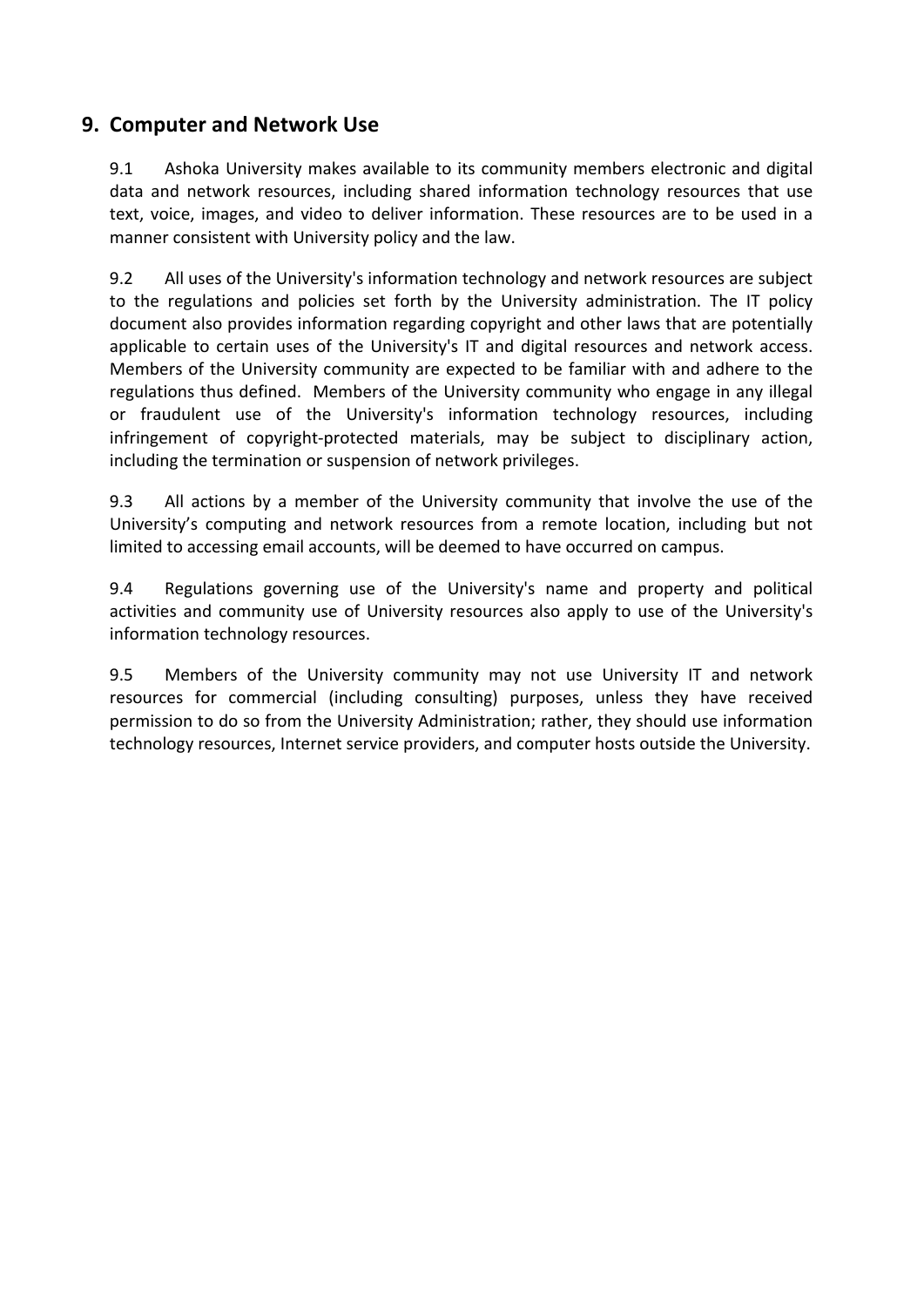## 9. Computer and Network Use

9.1 Ashoka University makes available to its community members electronic and digital data and network resources, including shared information technology resources that use text, voice, images, and video to deliver information. These resources are to be used in a manner consistent with University policy and the law.

9.2 All uses of the University's information technology and network resources are subject to the regulations and policies set forth by the University administration. The IT policy document also provides information regarding copyright and other laws that are potentially applicable to certain uses of the University's IT and digital resources and network access. Members of the University community are expected to be familiar with and adhere to the regulations thus defined. Members of the University community who engage in any illegal or fraudulent use of the University's information technology resources, including infringement of copyright-protected materials, may be subject to disciplinary action, including the termination or suspension of network privileges.

9.3 All actions by a member of the University community that involve the use of the University's computing and network resources from a remote location, including but not limited to accessing email accounts, will be deemed to have occurred on campus.

9.4 Regulations governing use of the University's name and property and political activities and community use of University resources also apply to use of the University's information technology resources.

9.5 Members of the University community may not use University IT and network resources for commercial (including consulting) purposes, unless they have received permission to do so from the University Administration; rather, they should use information technology resources, Internet service providers, and computer hosts outside the University.